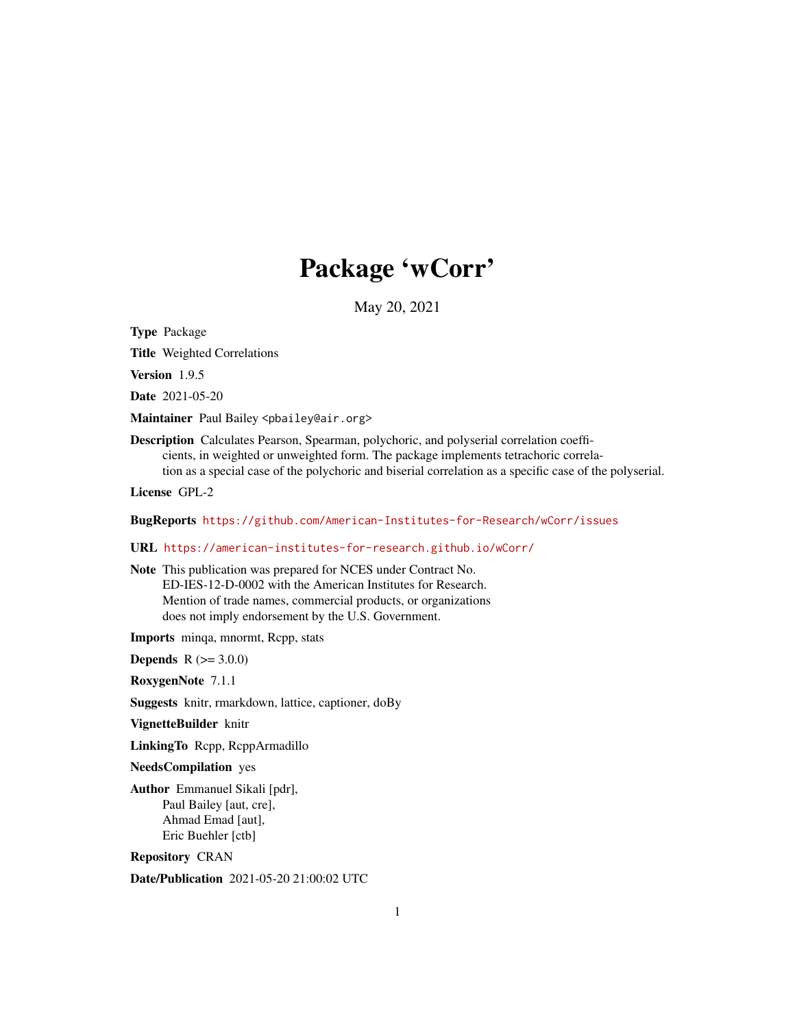# Package 'wCorr'

May 20, 2021

**Type** Package

**Title** Weighted Correlations

**Version** 1.9.5

**Date** 2021-05-20

**Maintainer** Paul Bailey <pbailey@air.org>

**Description** Calculates Pearson, Spearman, polychoric, and polyserial correlation coefficients, in weighted or unweighted form. The package implements tetrachoric correlation as a special case of the polychoric and biserial correlation as a specific case of the polyserial.

**License** GPL-2

**BugReports** https://github.com/American-Institutes-for-Research/wCorr/issues

**URL** https://american-institutes-for-research.github.io/wCorr/

**Note** This publication was prepared for NCES under Contract No. ED-IES-12-D-0002 with the American Institutes for Research. Mention of trade names, commercial products, or organizations does not imply endorsement by the U.S. Government.

**Imports** minqa, mnormt, Rcpp, stats

**Depends** R (>= 3.0.0)

**RoxygenNote** 7.1.1

**Suggests** knitr, rmarkdown, lattice, captioner, doBy

**VignetteBuilder** knitr

**LinkingTo** Rcpp, RcppArmadillo

**NeedsCompilation** yes

**Author** Emmanuel Sikali [pdr],
Paul Bailey [aut, cre],
Ahmad Emad [aut],
Eric Buehler [ctb]

**Repository** CRAN

**Date/Publication** 2021-05-20 21:00:02 UTC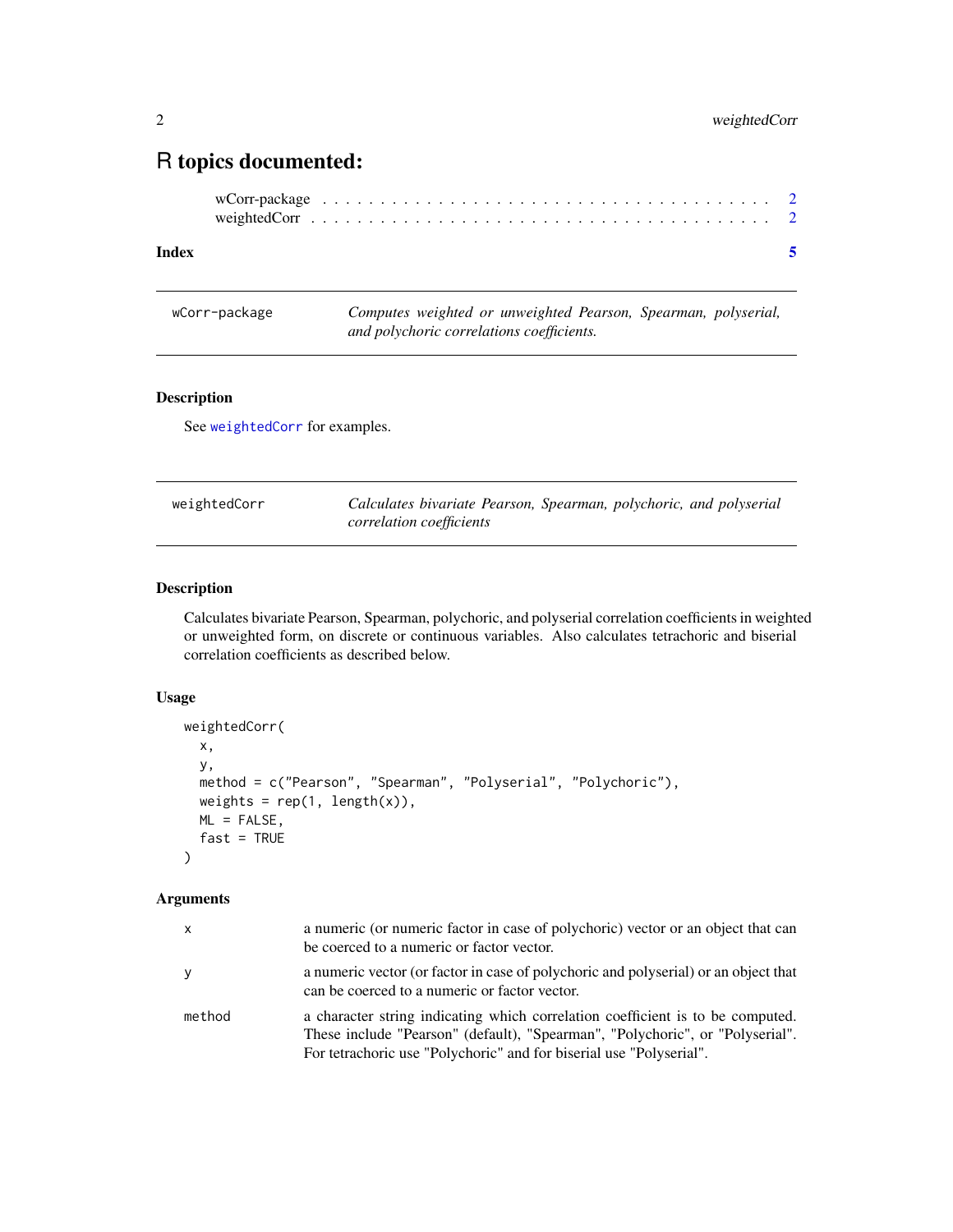# R topics documented:

wCorr-package . . . . . . . . . . . . . . . . . . . . . . . . . . . . . . . . . . . 2
weightedCorr . . . . . . . . . . . . . . . . . . . . . . . . . . . . . . . . . . . 2

**Index** **5**

---

wCorr-package — *Computes weighted or unweighted Pearson, Spearman, polyserial, and polychoric correlations coefficients.*

---

### Description

See weightedCorr for examples.

---

weightedCorr — *Calculates bivariate Pearson, Spearman, polychoric, and polyserial correlation coefficients*

---

### Description

Calculates bivariate Pearson, Spearman, polychoric, and polyserial correlation coefficients in weighted or unweighted form, on discrete or continuous variables. Also calculates tetrachoric and biserial correlation coefficients as described below.

### Usage

```
weightedCorr(
  x,
  y,
  method = c("Pearson", "Spearman", "Polyserial", "Polychoric"),
  weights = rep(1, length(x)),
  ML = FALSE,
  fast = TRUE
)
```

### Arguments

| | |
|---|---|
| x | a numeric (or numeric factor in case of polychoric) vector or an object that can be coerced to a numeric or factor vector. |
| y | a numeric vector (or factor in case of polychoric and polyserial) or an object that can be coerced to a numeric or factor vector. |
| method | a character string indicating which correlation coefficient is to be computed. These include "Pearson" (default), "Spearman", "Polychoric", or "Polyserial". For tetrachoric use "Polychoric" and for biserial use "Polyserial". |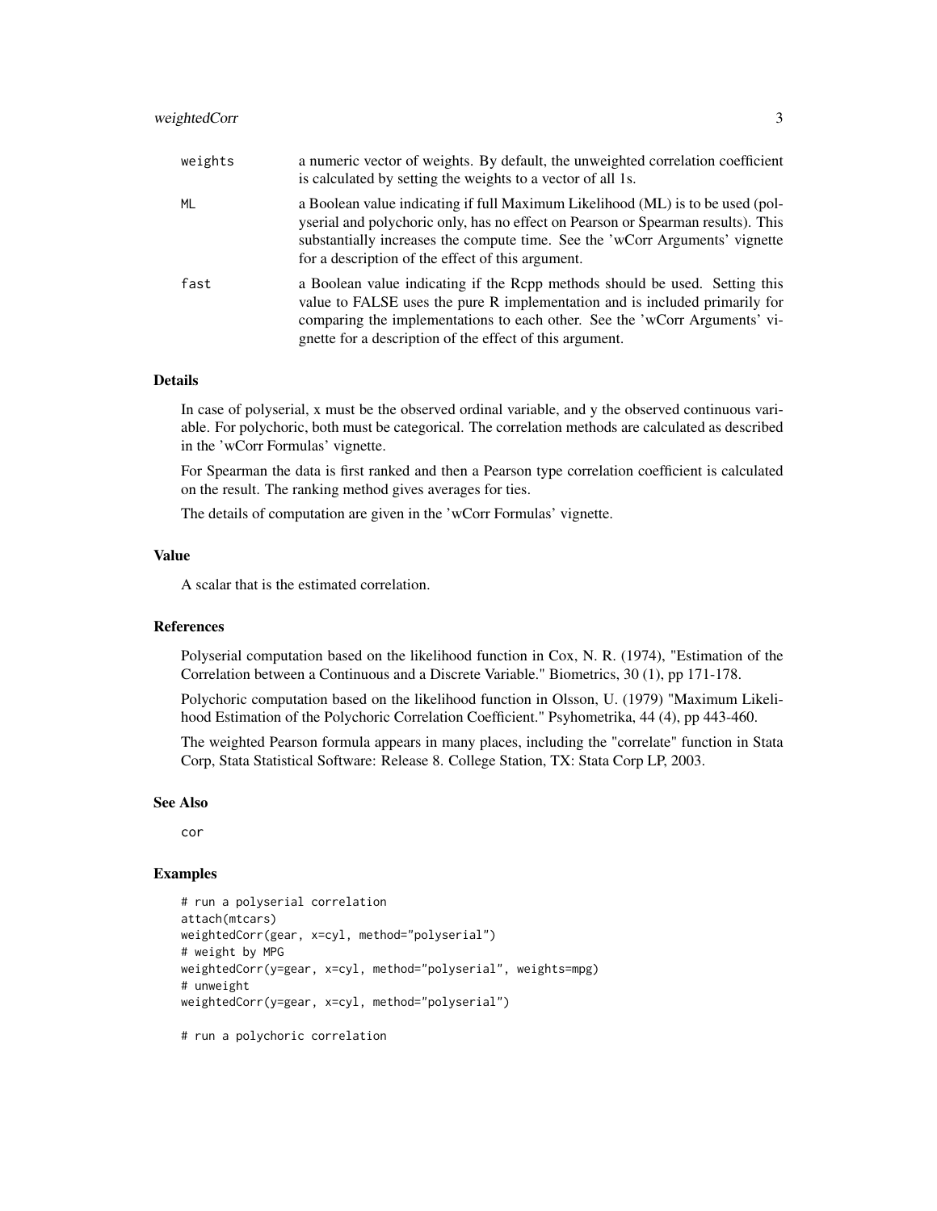| | |
|---|---|
| weights | a numeric vector of weights. By default, the unweighted correlation coefficient is calculated by setting the weights to a vector of all 1s. |
| ML | a Boolean value indicating if full Maximum Likelihood (ML) is to be used (polyserial and polychoric only, has no effect on Pearson or Spearman results). This substantially increases the compute time. See the 'wCorr Arguments' vignette for a description of the effect of this argument. |
| fast | a Boolean value indicating if the Rcpp methods should be used. Setting this value to FALSE uses the pure R implementation and is included primarily for comparing the implementations to each other. See the 'wCorr Arguments' vignette for a description of the effect of this argument. |

## Details

In case of polyserial, x must be the observed ordinal variable, and y the observed continuous variable. For polychoric, both must be categorical. The correlation methods are calculated as described in the 'wCorr Formulas' vignette.

For Spearman the data is first ranked and then a Pearson type correlation coefficient is calculated on the result. The ranking method gives averages for ties.

The details of computation are given in the 'wCorr Formulas' vignette.

## Value

A scalar that is the estimated correlation.

## References

Polyserial computation based on the likelihood function in Cox, N. R. (1974), "Estimation of the Correlation between a Continuous and a Discrete Variable." Biometrics, 30 (1), pp 171-178.

Polychoric computation based on the likelihood function in Olsson, U. (1979) "Maximum Likelihood Estimation of the Polychoric Correlation Coefficient." Psyhometrika, 44 (4), pp 443-460.

The weighted Pearson formula appears in many places, including the "correlate" function in Stata Corp, Stata Statistical Software: Release 8. College Station, TX: Stata Corp LP, 2003.

## See Also

cor

## Examples

```
# run a polyserial correlation
attach(mtcars)
weightedCorr(gear, x=cyl, method="polyserial")
# weight by MPG
weightedCorr(y=gear, x=cyl, method="polyserial", weights=mpg)
# unweight
weightedCorr(y=gear, x=cyl, method="polyserial")

# run a polychoric correlation
```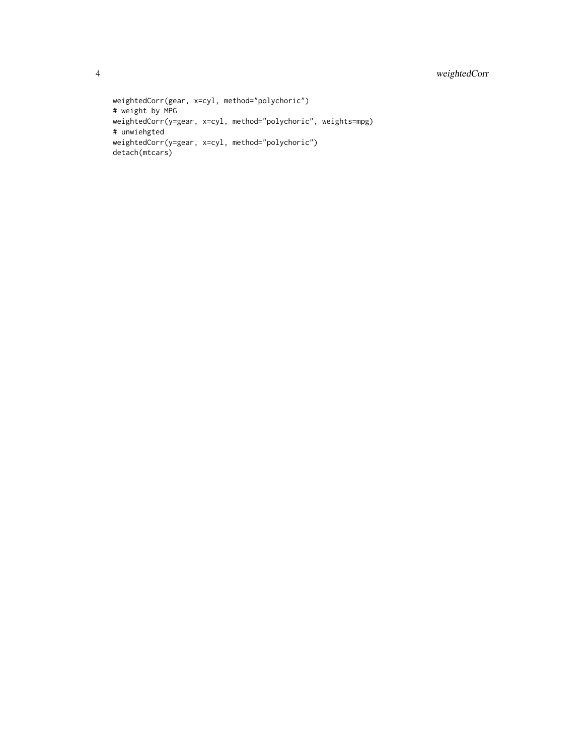```
weightedCorr(gear, x=cyl, method="polychoric")
# weight by MPG
weightedCorr(y=gear, x=cyl, method="polychoric", weights=mpg)
# unwiehgted
weightedCorr(y=gear, x=cyl, method="polychoric")
detach(mtcars)
```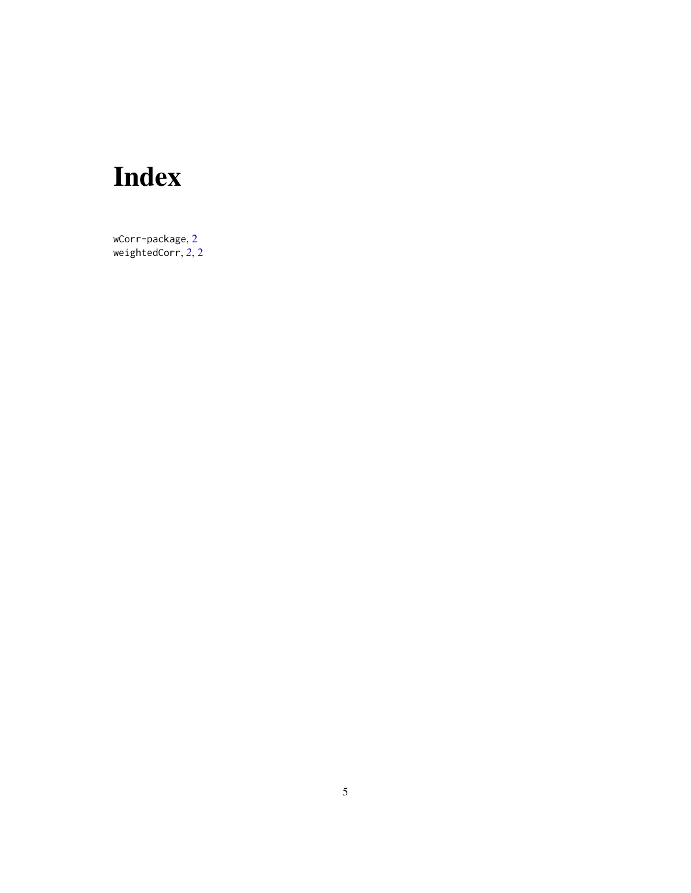# Index

wCorr-package, 2
weightedCorr, *2*, 2